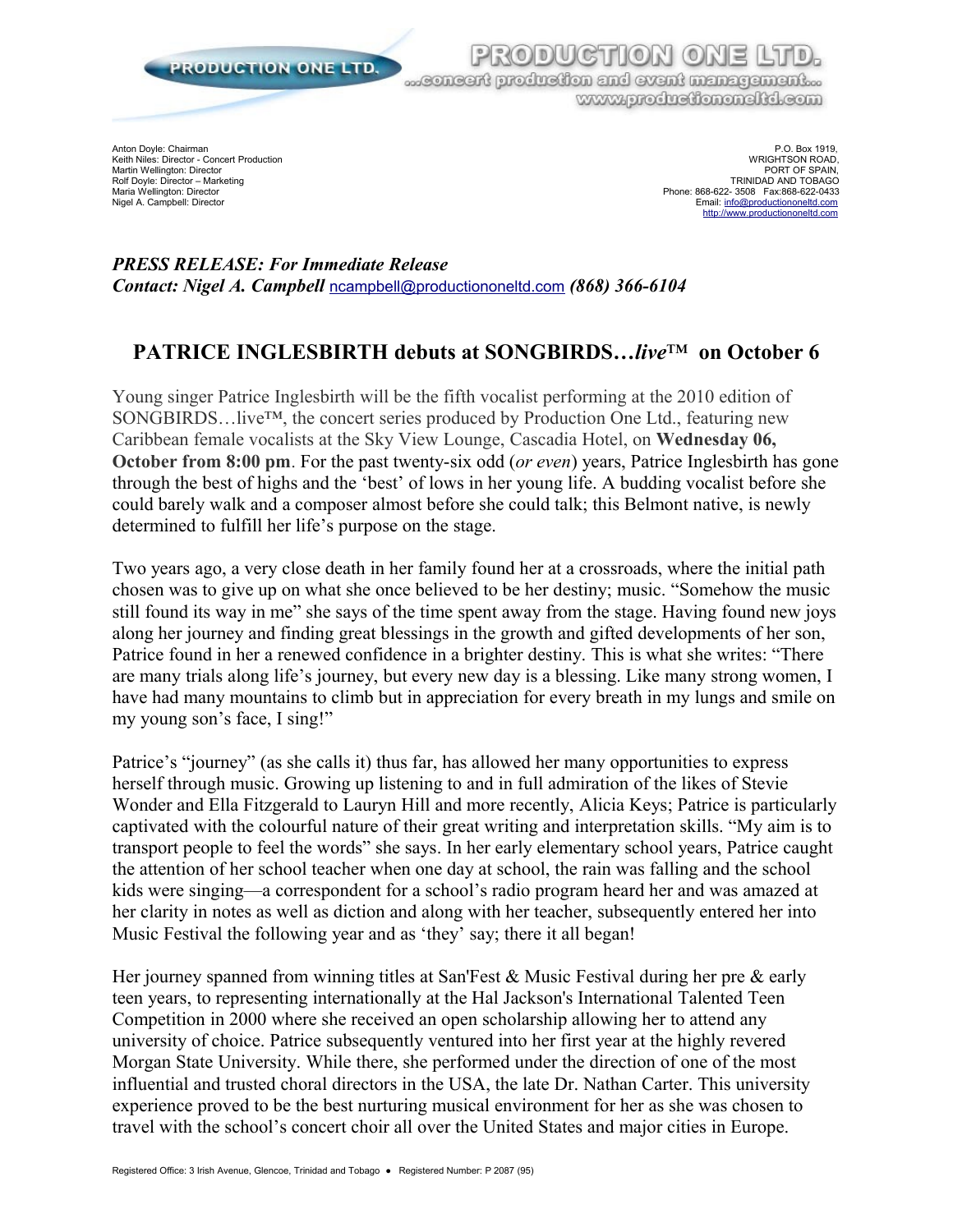PRODUCTION ONE LTD.

...concert production and event management...
www.productiononeltd.com

Anton Doyle: Chairman
Keith Niles: Director - Concert Production
Martin Wellington: Director
Rolf Doyle: Director – Marketing
Maria Wellington: Director
Nigel A. Campbell: Director

P.O. Box 1919,
WRIGHTSON ROAD,
PORT OF SPAIN,
TRINIDAD AND TOBAGO
Phone: 868-622- 3508 Fax:868-622-0433
Email: info@productiononeltd.com
http://www.productiononeltd.com

***PRESS RELEASE: For Immediate Release***
***Contact: Nigel A. Campbell*** ncampbell@productiononeltd.com ***(868) 366-6104***

## PATRICE INGLESBIRTH debuts at SONGBIRDS…*live*™ on October 6

Young singer Patrice Inglesbirth will be the fifth vocalist performing at the 2010 edition of SONGBIRDS…live™, the concert series produced by Production One Ltd., featuring new Caribbean female vocalists at the Sky View Lounge, Cascadia Hotel, on **Wednesday 06, October from 8:00 pm**. For the past twenty-six odd (*or even*) years, Patrice Inglesbirth has gone through the best of highs and the 'best' of lows in her young life. A budding vocalist before she could barely walk and a composer almost before she could talk; this Belmont native, is newly determined to fulfill her life's purpose on the stage.

Two years ago, a very close death in her family found her at a crossroads, where the initial path chosen was to give up on what she once believed to be her destiny; music. "Somehow the music still found its way in me" she says of the time spent away from the stage. Having found new joys along her journey and finding great blessings in the growth and gifted developments of her son, Patrice found in her a renewed confidence in a brighter destiny. This is what she writes: "There are many trials along life's journey, but every new day is a blessing. Like many strong women, I have had many mountains to climb but in appreciation for every breath in my lungs and smile on my young son's face, I sing!"

Patrice's "journey" (as she calls it) thus far, has allowed her many opportunities to express herself through music. Growing up listening to and in full admiration of the likes of Stevie Wonder and Ella Fitzgerald to Lauryn Hill and more recently, Alicia Keys; Patrice is particularly captivated with the colourful nature of their great writing and interpretation skills. "My aim is to transport people to feel the words" she says. In her early elementary school years, Patrice caught the attention of her school teacher when one day at school, the rain was falling and the school kids were singing—a correspondent for a school's radio program heard her and was amazed at her clarity in notes as well as diction and along with her teacher, subsequently entered her into Music Festival the following year and as 'they' say; there it all began!

Her journey spanned from winning titles at San'Fest & Music Festival during her pre & early teen years, to representing internationally at the Hal Jackson's International Talented Teen Competition in 2000 where she received an open scholarship allowing her to attend any university of choice. Patrice subsequently ventured into her first year at the highly revered Morgan State University. While there, she performed under the direction of one of the most influential and trusted choral directors in the USA, the late Dr. Nathan Carter. This university experience proved to be the best nurturing musical environment for her as she was chosen to travel with the school's concert choir all over the United States and major cities in Europe.

Registered Office: 3 Irish Avenue, Glencoe, Trinidad and Tobago • Registered Number: P 2087 (95)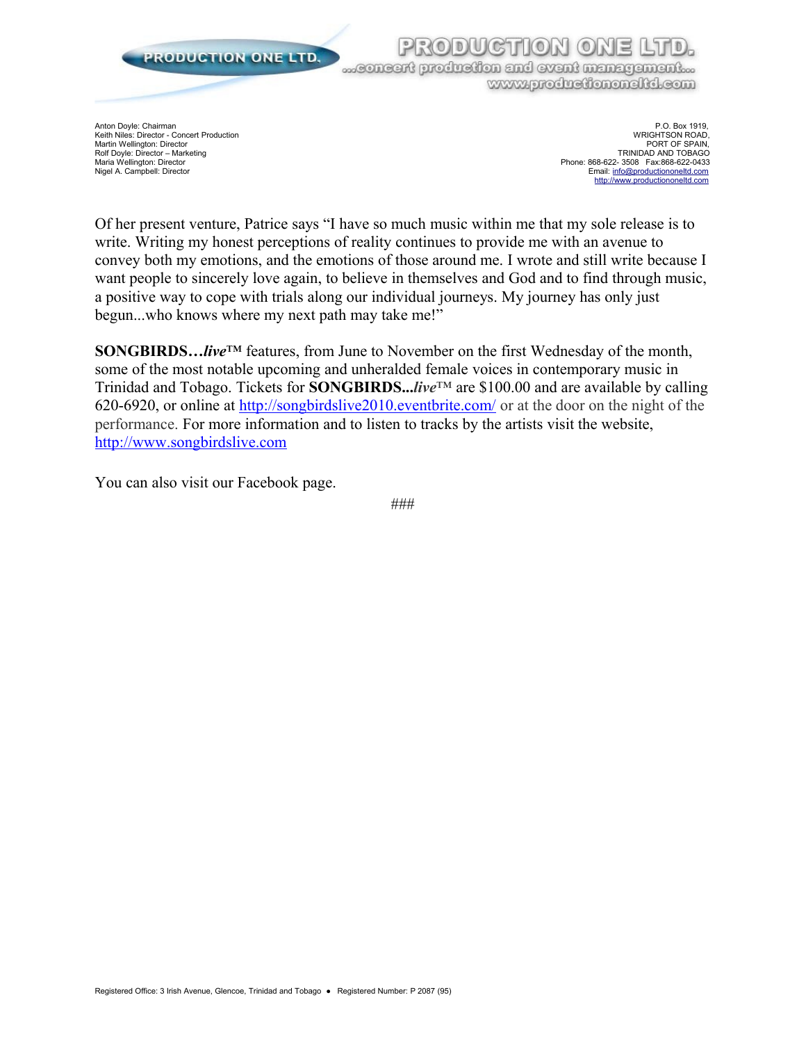PRODUCTION ONE LTD.

PRODUCTION ONE LTD.
...concert production and event management...
www.productiononeltd.com

Anton Doyle: Chairman
Keith Niles: Director - Concert Production
Martin Wellington: Director
Rolf Doyle: Director – Marketing
Maria Wellington: Director
Nigel A. Campbell: Director

P.O. Box 1919,
WRIGHTSON ROAD,
PORT OF SPAIN,
TRINIDAD AND TOBAGO
Phone: 868-622- 3508 Fax:868-622-0433
Email: info@productiononeltd.com
http://www.productiononeltd.com

Of her present venture, Patrice says "I have so much music within me that my sole release is to write. Writing my honest perceptions of reality continues to provide me with an avenue to convey both my emotions, and the emotions of those around me. I wrote and still write because I want people to sincerely love again, to believe in themselves and God and to find through music, a positive way to cope with trials along our individual journeys. My journey has only just begun...who knows where my next path may take me!"

**SONGBIRDS…*live***™ features, from June to November on the first Wednesday of the month, some of the most notable upcoming and unheralded female voices in contemporary music in Trinidad and Tobago. Tickets for **SONGBIRDS...*live***™ are $100.00 and are available by calling 620-6920, or online at http://songbirdslive2010.eventbrite.com/ or at the door on the night of the performance. For more information and to listen to tracks by the artists visit the website, http://www.songbirdslive.com

You can also visit our Facebook page.

###

Registered Office: 3 Irish Avenue, Glencoe, Trinidad and Tobago • Registered Number: P 2087 (95)